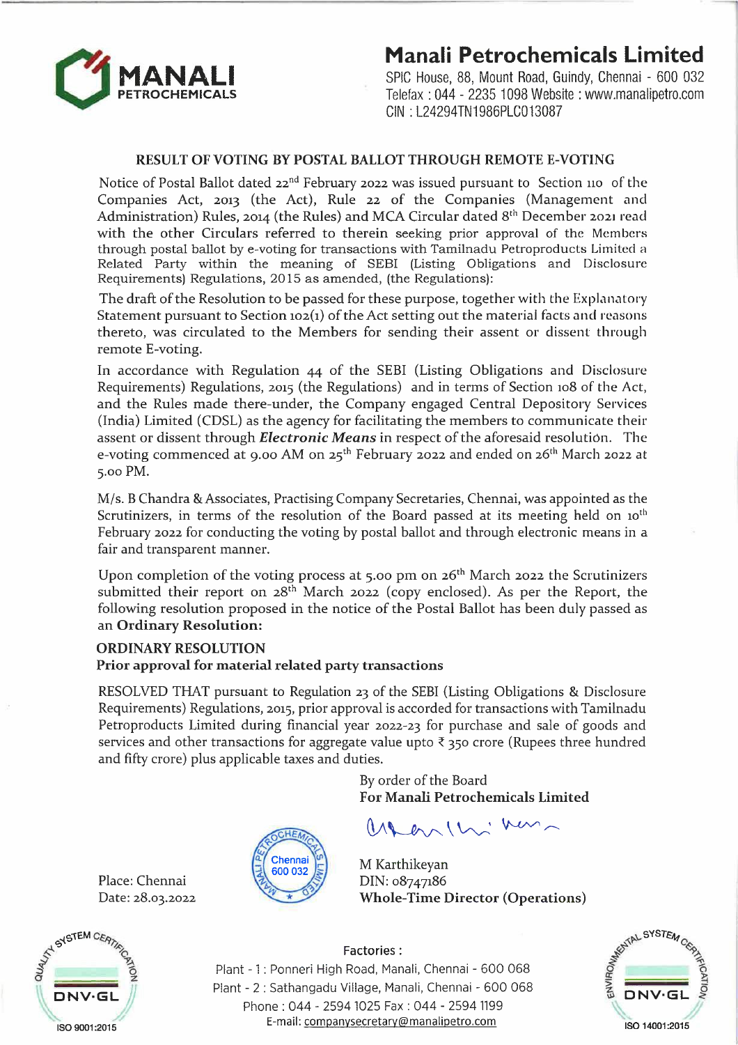# Manali Petrochemicals Limited

SPIC House, 88, Mount Road, Guindy, Chennai - 600 032
Telefax : 044 - 2235 1098 Website : www.manalipetro.com
CIN : L24294TN1986PLC013087

## RESULT OF VOTING BY POSTAL BALLOT THROUGH REMOTE E-VOTING

Notice of Postal Ballot dated 22nd February 2022 was issued pursuant to Section 110 of the Companies Act, 2013 (the Act), Rule 22 of the Companies (Management and Administration) Rules, 2014 (the Rules) and MCA Circular dated 8th December 2021 read with the other Circulars referred to therein seeking prior approval of the Members through postal ballot by e-voting for transactions with Tamilnadu Petroproducts Limited a Related Party within the meaning of SEBI (Listing Obligations and Disclosure Requirements) Regulations, 2015 as amended, (the Regulations):

The draft of the Resolution to be passed for these purpose, together with the Explanatory Statement pursuant to Section 102(1) of the Act setting out the material facts and reasons thereto, was circulated to the Members for sending their assent or dissent through remote E-voting.

In accordance with Regulation 44 of the SEBI (Listing Obligations and Disclosure Requirements) Regulations, 2015 (the Regulations) and in terms of Section 108 of the Act, and the Rules made there-under, the Company engaged Central Depository Services (India) Limited (CDSL) as the agency for facilitating the members to communicate their assent or dissent through ***Electronic Means*** in respect of the aforesaid resolution. The e-voting commenced at 9.00 AM on 25th February 2022 and ended on 26th March 2022 at 5.00 PM.

M/s. B Chandra & Associates, Practising Company Secretaries, Chennai, was appointed as the Scrutinizers, in terms of the resolution of the Board passed at its meeting held on 10th February 2022 for conducting the voting by postal ballot and through electronic means in a fair and transparent manner.

Upon completion of the voting process at 5.00 pm on 26th March 2022 the Scrutinizers submitted their report on 28th March 2022 (copy enclosed). As per the Report, the following resolution proposed in the notice of the Postal Ballot has been duly passed as an **Ordinary Resolution:**

**ORDINARY RESOLUTION**

**Prior approval for material related party transactions**

RESOLVED THAT pursuant to Regulation 23 of the SEBI (Listing Obligations & Disclosure Requirements) Regulations, 2015, prior approval is accorded for transactions with Tamilnadu Petroproducts Limited during financial year 2022-23 for purchase and sale of goods and services and other transactions for aggregate value upto ₹ 350 crore (Rupees three hundred and fifty crore) plus applicable taxes and duties.

By order of the Board
**For Manali Petrochemicals Limited**

M Karthikeyan
DIN: 08747186
**Whole-Time Director (Operations)**

Place: Chennai
Date: 28.03.2022

Factories :
Plant - 1 : Ponneri High Road, Manali, Chennai - 600 068
Plant - 2 : Sathangadu Village, Manali, Chennai - 600 068
Phone : 044 - 2594 1025 Fax : 044 - 2594 1199
E-mail: companysecretary@manalipetro.com

ISO 9001:2015 ISO 14001:2015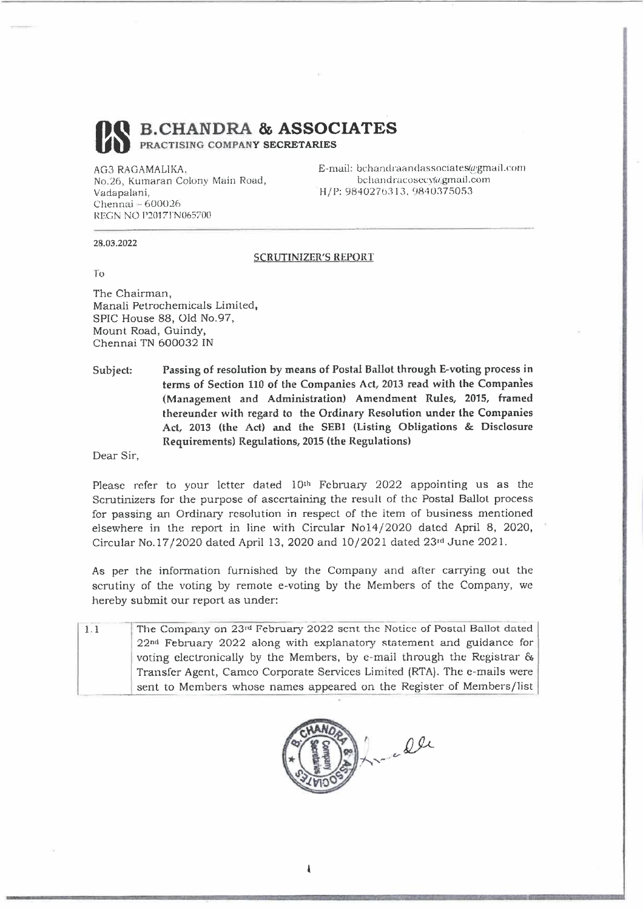# B.CHANDRA & ASSOCIATES

**PRACTISING COMPANY SECRETARIES**

AG3 RAGAMALIKA,
No.26, Kumaran Colony Main Road,
Vadapalani,
Chennai – 600026
REGN NO P2017TN065700

E-mail: bchandraandassociates@gmail.com
bchandracosecy@gmail.com
H/P: 9840276313, 9840375053

**28.03.2022**

## SCRUTINIZER'S REPORT

To

The Chairman,
Manali Petrochemicals Limited,
SPIC House 88, Old No.97,
Mount Road, Guindy,
Chennai TN 600032 IN

Subject: **Passing of resolution by means of Postal Ballot through E-voting process in terms of Section 110 of the Companies Act, 2013 read with the Companies (Management and Administration) Amendment Rules, 2015, framed thereunder with regard to the Ordinary Resolution under the Companies Act, 2013 (the Act) and the SEBI (Listing Obligations & Disclosure Requirements) Regulations, 2015 (the Regulations)**

Dear Sir,

Please refer to your letter dated 10th February 2022 appointing us as the Scrutinizers for the purpose of ascertaining the result of the Postal Ballot process for passing an Ordinary resolution in respect of the item of business mentioned elsewhere in the report in line with Circular No14/2020 dated April 8, 2020, Circular No.17/2020 dated April 13, 2020 and 10/2021 dated 23rd June 2021.

As per the information furnished by the Company and after carrying out the scrutiny of the voting by remote e-voting by the Members of the Company, we hereby submit our report as under:

| | |
|---|---|
| 1.1 | The Company on 23rd February 2022 sent the Notice of Postal Ballot dated 22nd February 2022 along with explanatory statement and guidance for voting electronically by the Members, by e-mail through the Registrar & Transfer Agent, Cameo Corporate Services Limited (RTA). The e-mails were sent to Members whose names appeared on the Register of Members/list |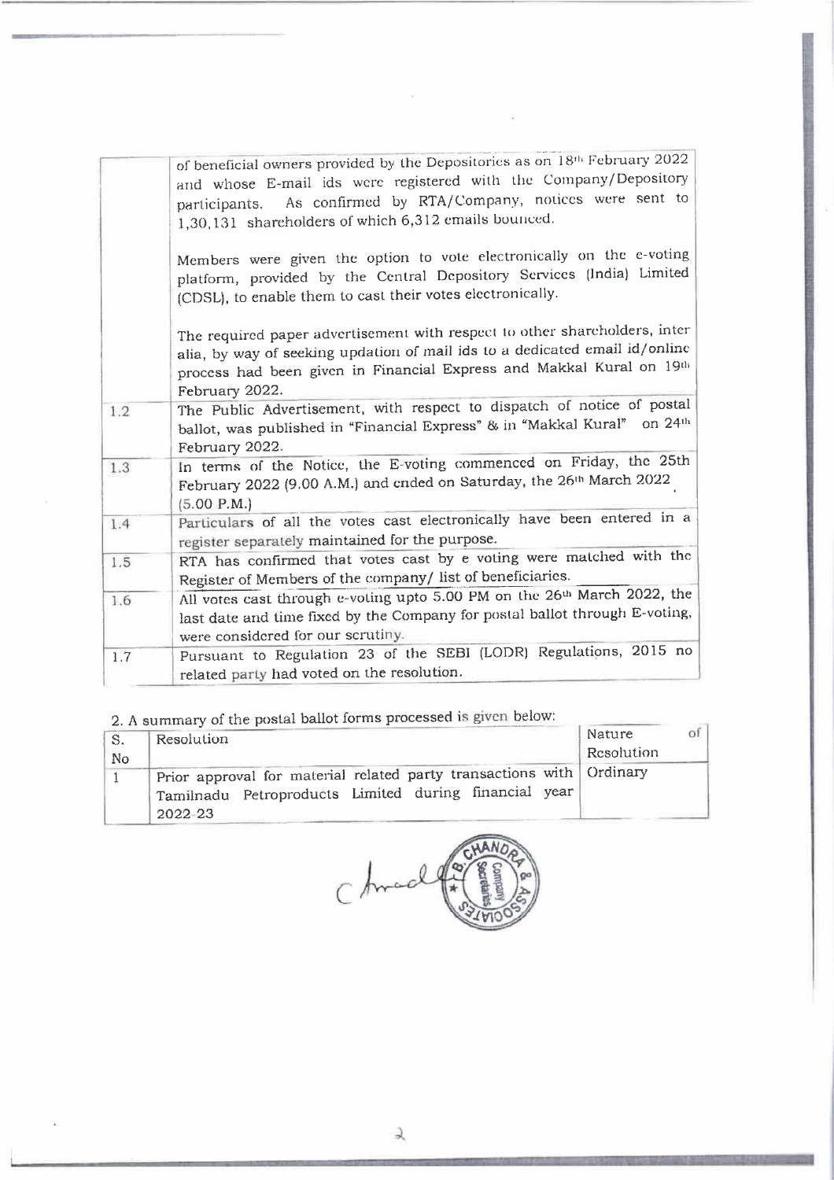| | |
|---|---|
| | of beneficial owners provided by the Depositories as on 18th February 2022 and whose E-mail ids were registered with the Company/Depository participants. As confirmed by RTA/Company, notices were sent to 1,30,131 shareholders of which 6,312 emails bounced.<br><br>Members were given the option to vote electronically on the e-voting platform, provided by the Central Depository Services (India) Limited (CDSL), to enable them to cast their votes electronically.<br><br>The required paper advertisement with respect to other shareholders, inter alia, by way of seeking updation of mail ids to a dedicated email id/online process had been given in Financial Express and Makkal Kural on 19th February 2022. |
| 1.2 | The Public Advertisement, with respect to dispatch of notice of postal ballot, was published in "Financial Express" & in "Makkal Kural" on 24th February 2022. |
| 1.3 | In terms of the Notice, the E-voting commenced on Friday, the 25th February 2022 (9.00 A.M.) and ended on Saturday, the 26th March 2022 (5.00 P.M.) |
| 1.4 | Particulars of all the votes cast electronically have been entered in a register separately maintained for the purpose. |
| 1.5 | RTA has confirmed that votes cast by e voting were matched with the Register of Members of the company/ list of beneficiaries. |
| 1.6 | All votes cast through e-voting upto 5.00 PM on the 26th March 2022, the last date and time fixed by the Company for postal ballot through E-voting, were considered for our scrutiny. |
| 1.7 | Pursuant to Regulation 23 of the SEBI (LODR) Regulations, 2015 no related party had voted on the resolution. |

2. A summary of the postal ballot forms processed is given below:

| S. No | Resolution | Nature of Resolution |
|---|---|---|
| 1 | Prior approval for material related party transactions with Tamilnadu Petroproducts Limited during financial year 2022-23 | Ordinary |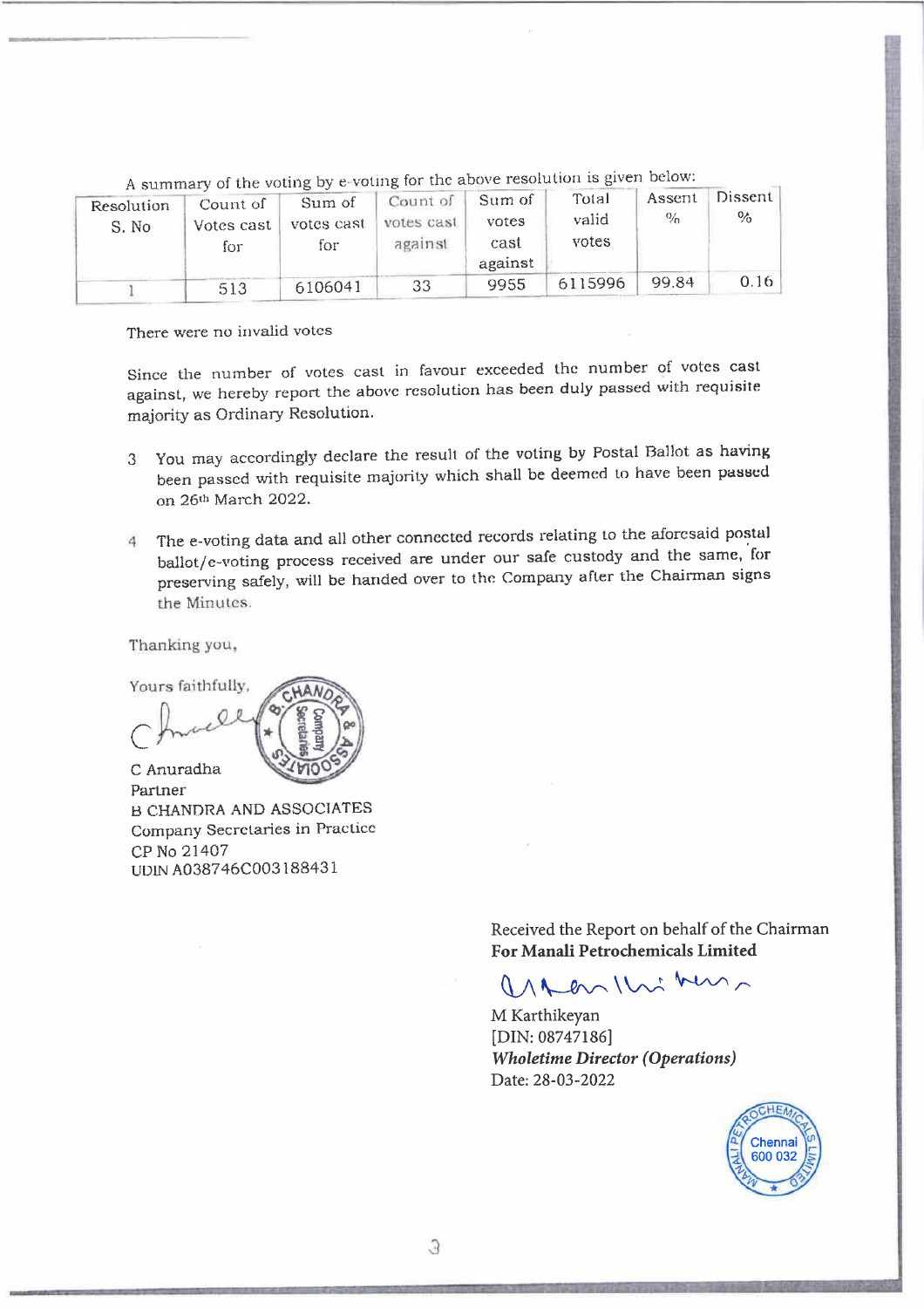A summary of the voting by e-voting for the above resolution is given below:

| Resolution S. No | Count of Votes cast for | Sum of votes cast for | Count of votes cast against | Sum of votes cast against | Total valid votes | Assent % | Dissent % |
|---|---|---|---|---|---|---|---|
| 1 | 513 | 6106041 | 33 | 9955 | 6115996 | 99.84 | 0.16 |

There were no invalid votes

Since the number of votes cast in favour exceeded the number of votes cast against, we hereby report the above resolution has been duly passed with requisite majority as Ordinary Resolution.

3 You may accordingly declare the result of the voting by Postal Ballot as having been passed with requisite majority which shall be deemed to have been passed on 26th March 2022.

4 The e-voting data and all other connected records relating to the aforesaid postal ballot/e-voting process received are under our safe custody and the same, for preserving safely, will be handed over to the Company after the Chairman signs the Minutes.

Thanking you,

Yours faithfully,

C Anuradha
Partner
B CHANDRA AND ASSOCIATES
Company Secretaries in Practice
CP No 21407
UDIN A038746C003188431

Received the Report on behalf of the Chairman
**For Manali Petrochemicals Limited**

M Karthikeyan
[DIN: 08747186]
***Wholetime Director (Operations)***
Date: 28-03-2022